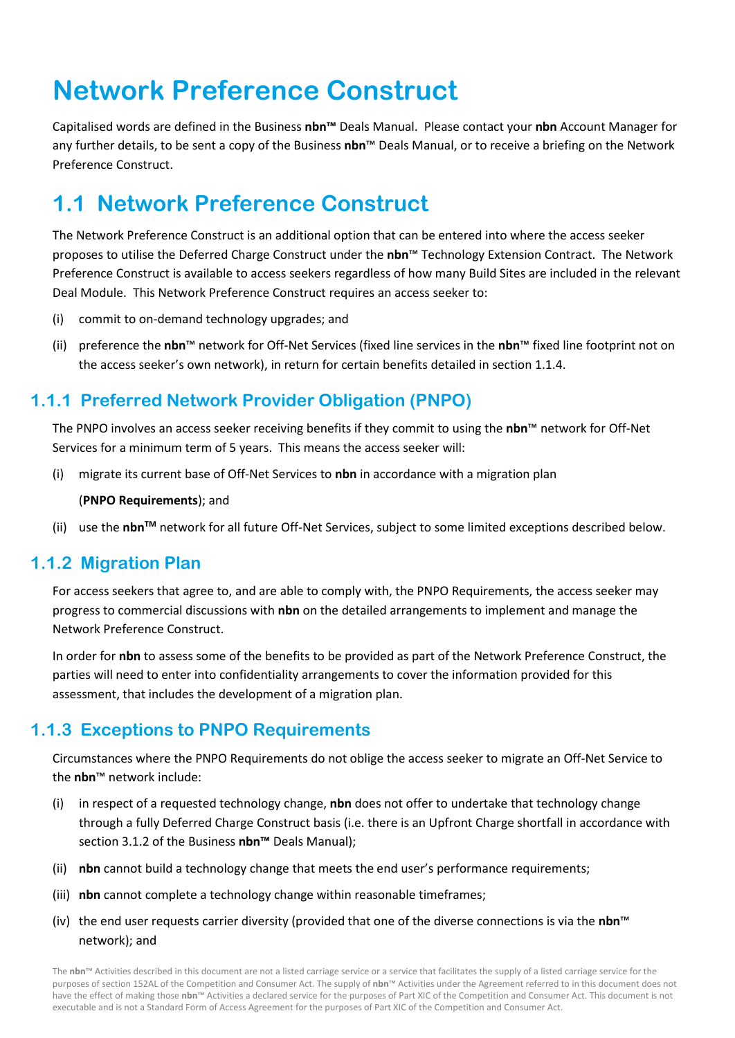# Network Preference Construct

Capitalised words are defined in the Business **nbn™** Deals Manual. Please contact your **nbn** Account Manager for any further details, to be sent a copy of the Business **nbn**™ Deals Manual, or to receive a briefing on the Network Preference Construct.

## 1.1 Network Preference Construct

The Network Preference Construct is an additional option that can be entered into where the access seeker proposes to utilise the Deferred Charge Construct under the **nbn**™ Technology Extension Contract. The Network Preference Construct is available to access seekers regardless of how many Build Sites are included in the relevant Deal Module. This Network Preference Construct requires an access seeker to:

(i) commit to on-demand technology upgrades; and

(ii) preference the **nbn**™ network for Off-Net Services (fixed line services in the **nbn**™ fixed line footprint not on the access seeker's own network), in return for certain benefits detailed in section 1.1.4.

### 1.1.1 Preferred Network Provider Obligation (PNPO)

The PNPO involves an access seeker receiving benefits if they commit to using the **nbn**™ network for Off-Net Services for a minimum term of 5 years. This means the access seeker will:

(i) migrate its current base of Off-Net Services to **nbn** in accordance with a migration plan

(**PNPO Requirements**); and

(ii) use the **nbn™** network for all future Off-Net Services, subject to some limited exceptions described below.

### 1.1.2 Migration Plan

For access seekers that agree to, and are able to comply with, the PNPO Requirements, the access seeker may progress to commercial discussions with **nbn** on the detailed arrangements to implement and manage the Network Preference Construct.

In order for **nbn** to assess some of the benefits to be provided as part of the Network Preference Construct, the parties will need to enter into confidentiality arrangements to cover the information provided for this assessment, that includes the development of a migration plan.

### 1.1.3 Exceptions to PNPO Requirements

Circumstances where the PNPO Requirements do not oblige the access seeker to migrate an Off-Net Service to the **nbn**™ network include:

(i) in respect of a requested technology change, **nbn** does not offer to undertake that technology change through a fully Deferred Charge Construct basis (i.e. there is an Upfront Charge shortfall in accordance with section 3.1.2 of the Business **nbn™** Deals Manual);

(ii) **nbn** cannot build a technology change that meets the end user's performance requirements;

(iii) **nbn** cannot complete a technology change within reasonable timeframes;

(iv) the end user requests carrier diversity (provided that one of the diverse connections is via the **nbn**™ network); and

The **nbn**™ Activities described in this document are not a listed carriage service or a service that facilitates the supply of a listed carriage service for the purposes of section 152AL of the Competition and Consumer Act. The supply of **nbn**™ Activities under the Agreement referred to in this document does not have the effect of making those **nbn**™ Activities a declared service for the purposes of Part XIC of the Competition and Consumer Act. This document is not executable and is not a Standard Form of Access Agreement for the purposes of Part XIC of the Competition and Consumer Act.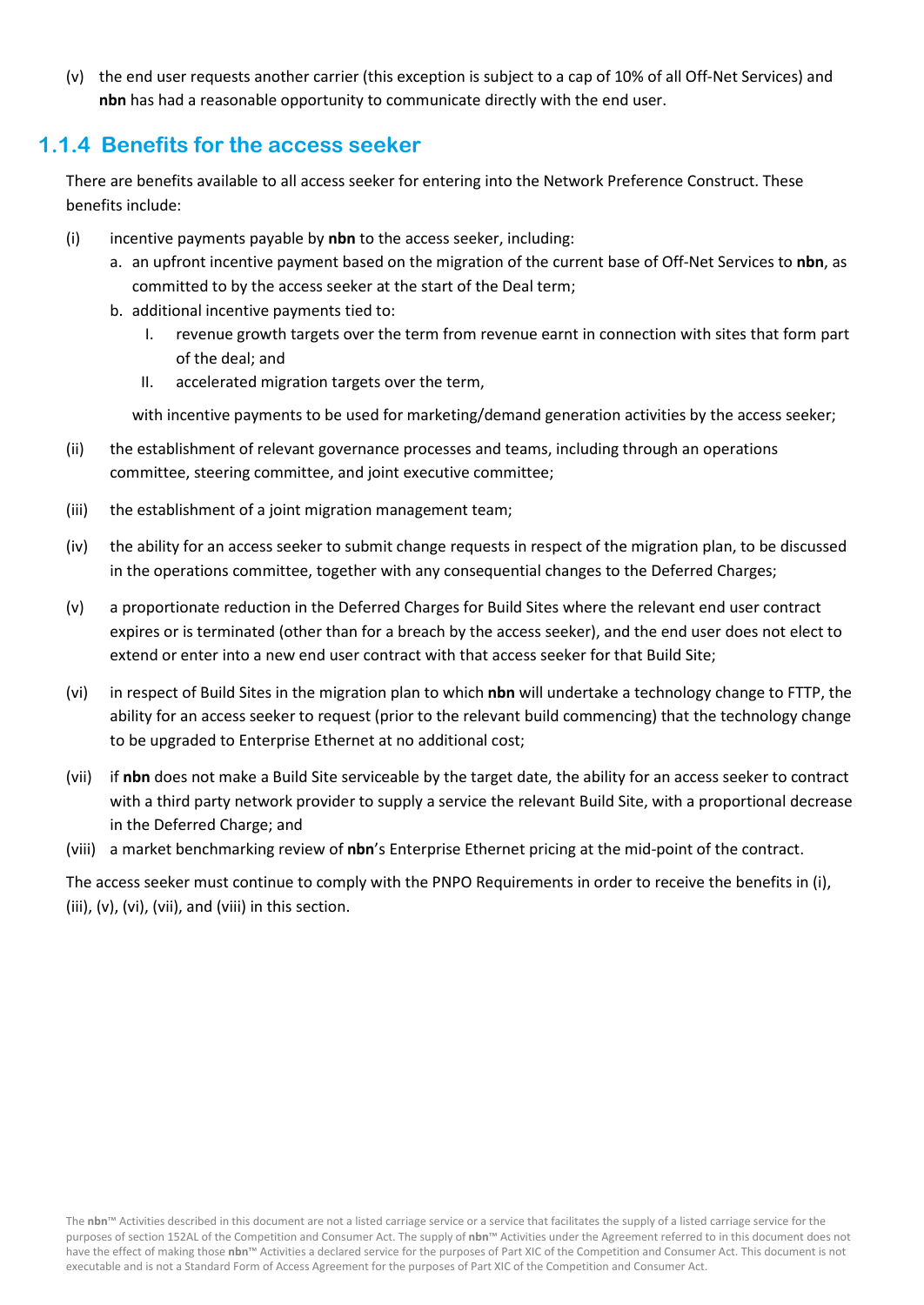(v) the end user requests another carrier (this exception is subject to a cap of 10% of all Off-Net Services) and **nbn** has had a reasonable opportunity to communicate directly with the end user.

### 1.1.4 Benefits for the access seeker

There are benefits available to all access seeker for entering into the Network Preference Construct. These benefits include:

(i) incentive payments payable by **nbn** to the access seeker, including:

   a. an upfront incentive payment based on the migration of the current base of Off-Net Services to **nbn**, as committed to by the access seeker at the start of the Deal term;

   b. additional incentive payments tied to:

      I. revenue growth targets over the term from revenue earnt in connection with sites that form part of the deal; and

      II. accelerated migration targets over the term,

   with incentive payments to be used for marketing/demand generation activities by the access seeker;

(ii) the establishment of relevant governance processes and teams, including through an operations committee, steering committee, and joint executive committee;

(iii) the establishment of a joint migration management team;

(iv) the ability for an access seeker to submit change requests in respect of the migration plan, to be discussed in the operations committee, together with any consequential changes to the Deferred Charges;

(v) a proportionate reduction in the Deferred Charges for Build Sites where the relevant end user contract expires or is terminated (other than for a breach by the access seeker), and the end user does not elect to extend or enter into a new end user contract with that access seeker for that Build Site;

(vi) in respect of Build Sites in the migration plan to which **nbn** will undertake a technology change to FTTP, the ability for an access seeker to request (prior to the relevant build commencing) that the technology change to be upgraded to Enterprise Ethernet at no additional cost;

(vii) if **nbn** does not make a Build Site serviceable by the target date, the ability for an access seeker to contract with a third party network provider to supply a service the relevant Build Site, with a proportional decrease in the Deferred Charge; and

(viii) a market benchmarking review of **nbn**'s Enterprise Ethernet pricing at the mid-point of the contract.

The access seeker must continue to comply with the PNPO Requirements in order to receive the benefits in (i), (iii), (v), (vi), (vii), and (viii) in this section.

The **nbn**™ Activities described in this document are not a listed carriage service or a service that facilitates the supply of a listed carriage service for the purposes of section 152AL of the Competition and Consumer Act. The supply of **nbn**™ Activities under the Agreement referred to in this document does not have the effect of making those **nbn**™ Activities a declared service for the purposes of Part XIC of the Competition and Consumer Act. This document is not executable and is not a Standard Form of Access Agreement for the purposes of Part XIC of the Competition and Consumer Act.